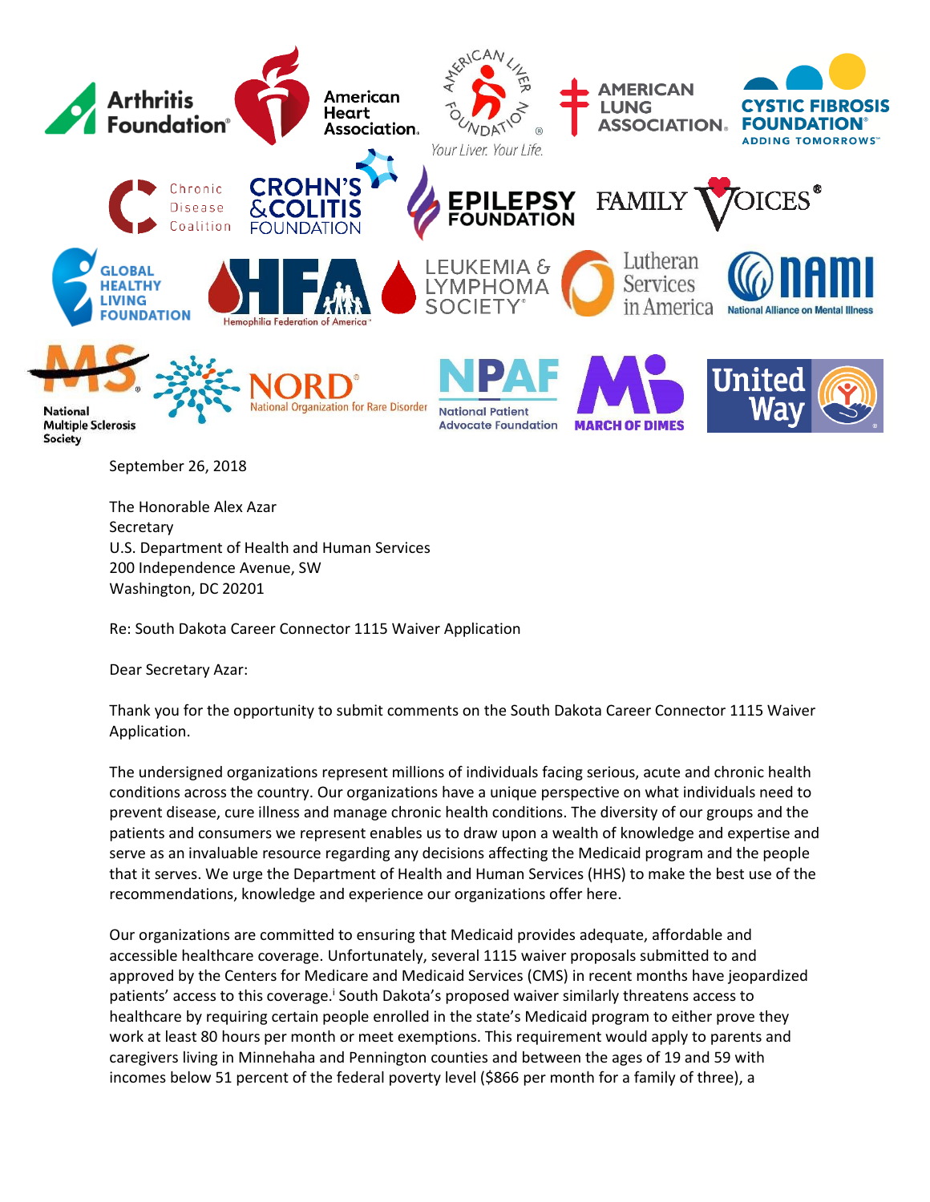September 26, 2018

The Honorable Alex Azar
Secretary
U.S. Department of Health and Human Services
200 Independence Avenue, SW
Washington, DC 20201

Re: South Dakota Career Connector 1115 Waiver Application

Dear Secretary Azar:

Thank you for the opportunity to submit comments on the South Dakota Career Connector 1115 Waiver Application.

The undersigned organizations represent millions of individuals facing serious, acute and chronic health conditions across the country. Our organizations have a unique perspective on what individuals need to prevent disease, cure illness and manage chronic health conditions. The diversity of our groups and the patients and consumers we represent enables us to draw upon a wealth of knowledge and expertise and serve as an invaluable resource regarding any decisions affecting the Medicaid program and the people that it serves. We urge the Department of Health and Human Services (HHS) to make the best use of the recommendations, knowledge and experience our organizations offer here.

Our organizations are committed to ensuring that Medicaid provides adequate, affordable and accessible healthcare coverage. Unfortunately, several 1115 waiver proposals submitted to and approved by the Centers for Medicare and Medicaid Services (CMS) in recent months have jeopardized patients' access to this coverage.[i] South Dakota's proposed waiver similarly threatens access to healthcare by requiring certain people enrolled in the state's Medicaid program to either prove they work at least 80 hours per month or meet exemptions. This requirement would apply to parents and caregivers living in Minnehaha and Pennington counties and between the ages of 19 and 59 with incomes below 51 percent of the federal poverty level ($866 per month for a family of three), a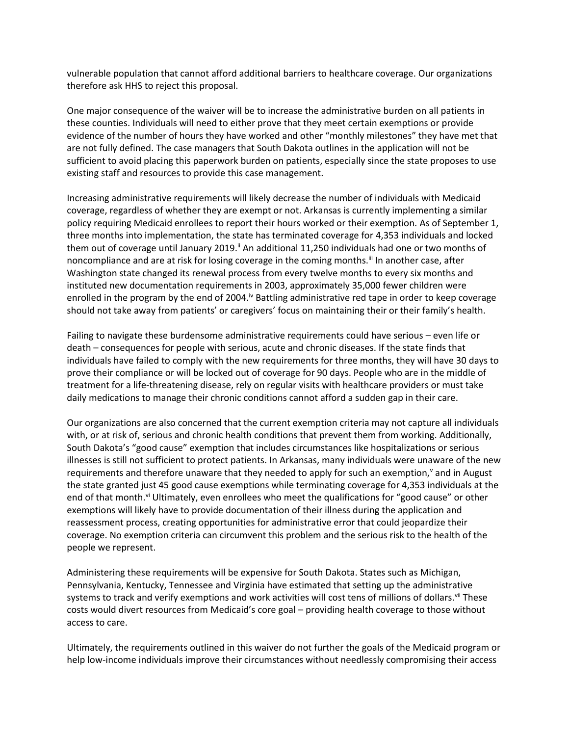vulnerable population that cannot afford additional barriers to healthcare coverage. Our organizations therefore ask HHS to reject this proposal.

One major consequence of the waiver will be to increase the administrative burden on all patients in these counties. Individuals will need to either prove that they meet certain exemptions or provide evidence of the number of hours they have worked and other "monthly milestones" they have met that are not fully defined. The case managers that South Dakota outlines in the application will not be sufficient to avoid placing this paperwork burden on patients, especially since the state proposes to use existing staff and resources to provide this case management.

Increasing administrative requirements will likely decrease the number of individuals with Medicaid coverage, regardless of whether they are exempt or not. Arkansas is currently implementing a similar policy requiring Medicaid enrollees to report their hours worked or their exemption. As of September 1, three months into implementation, the state has terminated coverage for 4,353 individuals and locked them out of coverage until January 2019.[ii] An additional 11,250 individuals had one or two months of noncompliance and are at risk for losing coverage in the coming months.[iii] In another case, after Washington state changed its renewal process from every twelve months to every six months and instituted new documentation requirements in 2003, approximately 35,000 fewer children were enrolled in the program by the end of 2004.[iv] Battling administrative red tape in order to keep coverage should not take away from patients' or caregivers' focus on maintaining their or their family's health.

Failing to navigate these burdensome administrative requirements could have serious – even life or death – consequences for people with serious, acute and chronic diseases. If the state finds that individuals have failed to comply with the new requirements for three months, they will have 30 days to prove their compliance or will be locked out of coverage for 90 days. People who are in the middle of treatment for a life-threatening disease, rely on regular visits with healthcare providers or must take daily medications to manage their chronic conditions cannot afford a sudden gap in their care.

Our organizations are also concerned that the current exemption criteria may not capture all individuals with, or at risk of, serious and chronic health conditions that prevent them from working. Additionally, South Dakota's "good cause" exemption that includes circumstances like hospitalizations or serious illnesses is still not sufficient to protect patients. In Arkansas, many individuals were unaware of the new requirements and therefore unaware that they needed to apply for such an exemption,[v] and in August the state granted just 45 good cause exemptions while terminating coverage for 4,353 individuals at the end of that month.[vi] Ultimately, even enrollees who meet the qualifications for "good cause" or other exemptions will likely have to provide documentation of their illness during the application and reassessment process, creating opportunities for administrative error that could jeopardize their coverage. No exemption criteria can circumvent this problem and the serious risk to the health of the people we represent.

Administering these requirements will be expensive for South Dakota. States such as Michigan, Pennsylvania, Kentucky, Tennessee and Virginia have estimated that setting up the administrative systems to track and verify exemptions and work activities will cost tens of millions of dollars.[vii] These costs would divert resources from Medicaid's core goal – providing health coverage to those without access to care.

Ultimately, the requirements outlined in this waiver do not further the goals of the Medicaid program or help low-income individuals improve their circumstances without needlessly compromising their access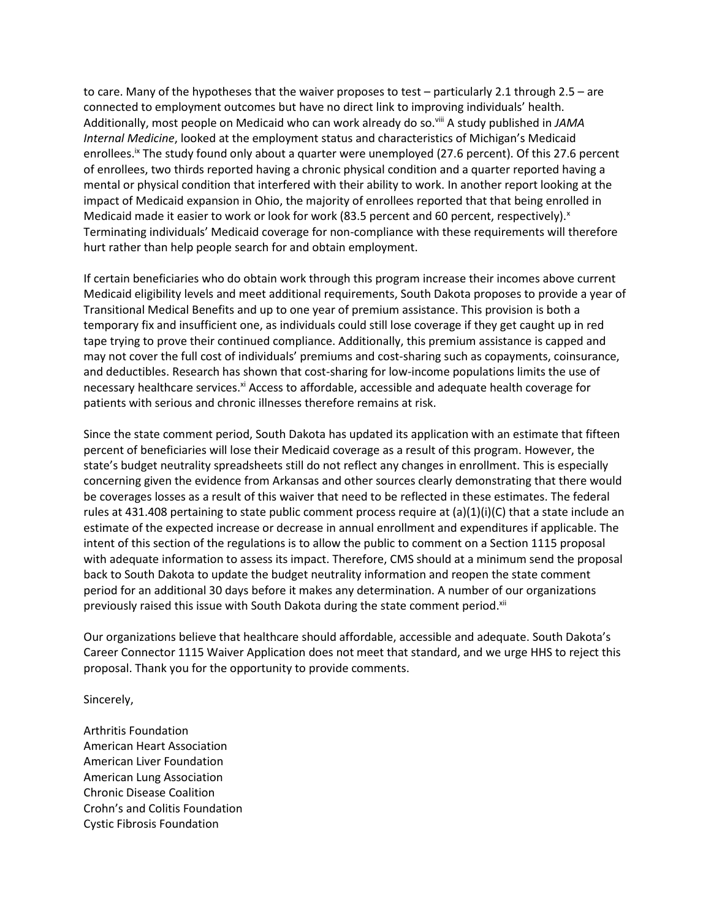to care. Many of the hypotheses that the waiver proposes to test – particularly 2.1 through 2.5 – are connected to employment outcomes but have no direct link to improving individuals' health. Additionally, most people on Medicaid who can work already do so.[viii] A study published in *JAMA Internal Medicine*, looked at the employment status and characteristics of Michigan's Medicaid enrollees.[ix] The study found only about a quarter were unemployed (27.6 percent). Of this 27.6 percent of enrollees, two thirds reported having a chronic physical condition and a quarter reported having a mental or physical condition that interfered with their ability to work. In another report looking at the impact of Medicaid expansion in Ohio, the majority of enrollees reported that that being enrolled in Medicaid made it easier to work or look for work (83.5 percent and 60 percent, respectively).[x] Terminating individuals' Medicaid coverage for non-compliance with these requirements will therefore hurt rather than help people search for and obtain employment.

If certain beneficiaries who do obtain work through this program increase their incomes above current Medicaid eligibility levels and meet additional requirements, South Dakota proposes to provide a year of Transitional Medical Benefits and up to one year of premium assistance. This provision is both a temporary fix and insufficient one, as individuals could still lose coverage if they get caught up in red tape trying to prove their continued compliance. Additionally, this premium assistance is capped and may not cover the full cost of individuals' premiums and cost-sharing such as copayments, coinsurance, and deductibles. Research has shown that cost-sharing for low-income populations limits the use of necessary healthcare services.[xi] Access to affordable, accessible and adequate health coverage for patients with serious and chronic illnesses therefore remains at risk.

Since the state comment period, South Dakota has updated its application with an estimate that fifteen percent of beneficiaries will lose their Medicaid coverage as a result of this program. However, the state's budget neutrality spreadsheets still do not reflect any changes in enrollment. This is especially concerning given the evidence from Arkansas and other sources clearly demonstrating that there would be coverages losses as a result of this waiver that need to be reflected in these estimates. The federal rules at 431.408 pertaining to state public comment process require at (a)(1)(i)(C) that a state include an estimate of the expected increase or decrease in annual enrollment and expenditures if applicable. The intent of this section of the regulations is to allow the public to comment on a Section 1115 proposal with adequate information to assess its impact. Therefore, CMS should at a minimum send the proposal back to South Dakota to update the budget neutrality information and reopen the state comment period for an additional 30 days before it makes any determination. A number of our organizations previously raised this issue with South Dakota during the state comment period.[xii]

Our organizations believe that healthcare should affordable, accessible and adequate. South Dakota's Career Connector 1115 Waiver Application does not meet that standard, and we urge HHS to reject this proposal. Thank you for the opportunity to provide comments.

Sincerely,

Arthritis Foundation
American Heart Association
American Liver Foundation
American Lung Association
Chronic Disease Coalition
Crohn's and Colitis Foundation
Cystic Fibrosis Foundation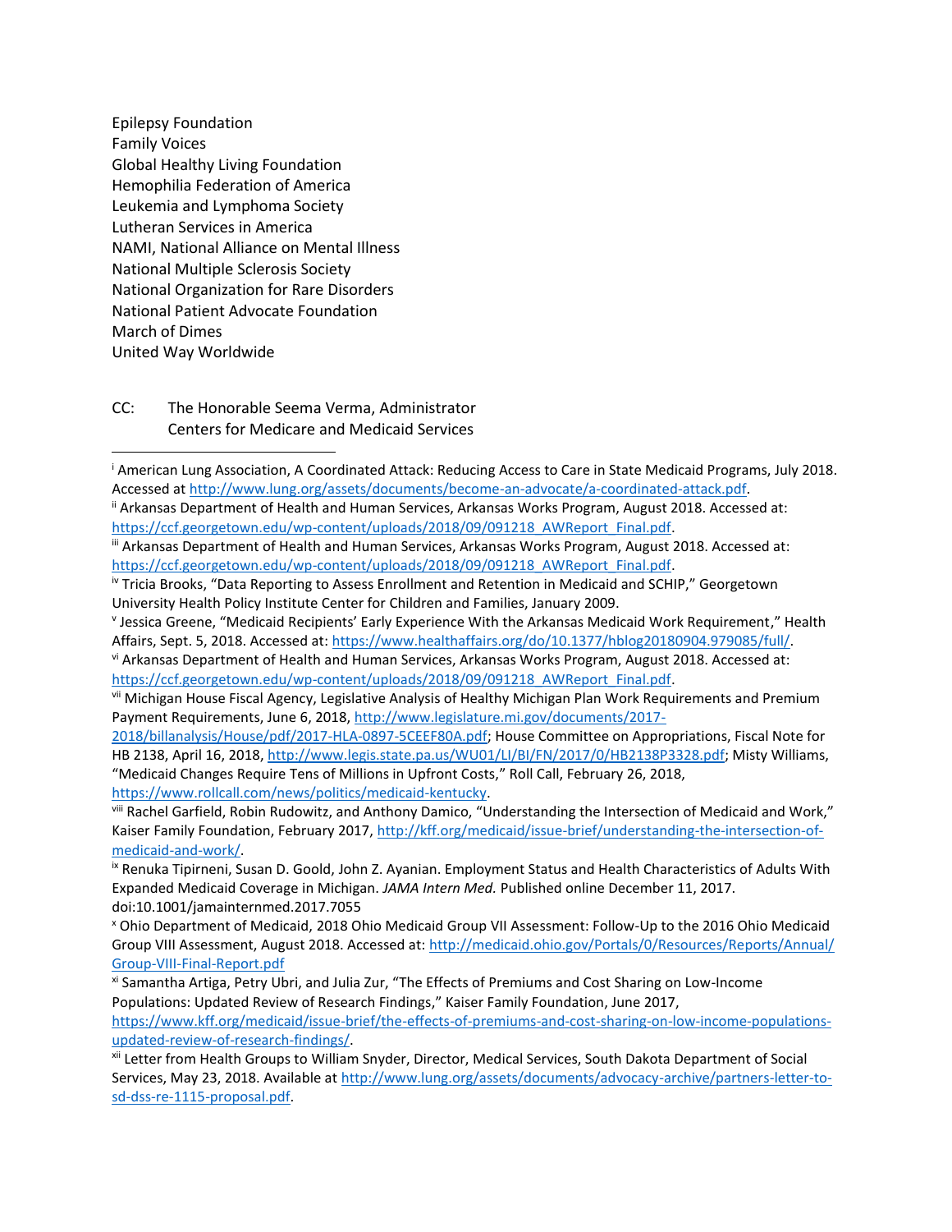Epilepsy Foundation
Family Voices
Global Healthy Living Foundation
Hemophilia Federation of America
Leukemia and Lymphoma Society
Lutheran Services in America
NAMI, National Alliance on Mental Illness
National Multiple Sclerosis Society
National Organization for Rare Disorders
National Patient Advocate Foundation
March of Dimes
United Way Worldwide

CC: The Honorable Seema Verma, Administrator
Centers for Medicare and Medicaid Services

---

[i] American Lung Association, A Coordinated Attack: Reducing Access to Care in State Medicaid Programs, July 2018. Accessed at http://www.lung.org/assets/documents/become-an-advocate/a-coordinated-attack.pdf.

[ii] Arkansas Department of Health and Human Services, Arkansas Works Program, August 2018. Accessed at: https://ccf.georgetown.edu/wp-content/uploads/2018/09/091218_AWReport_Final.pdf.

[iii] Arkansas Department of Health and Human Services, Arkansas Works Program, August 2018. Accessed at: https://ccf.georgetown.edu/wp-content/uploads/2018/09/091218_AWReport_Final.pdf.

[iv] Tricia Brooks, "Data Reporting to Assess Enrollment and Retention in Medicaid and SCHIP," Georgetown University Health Policy Institute Center for Children and Families, January 2009.

[v] Jessica Greene, "Medicaid Recipients' Early Experience With the Arkansas Medicaid Work Requirement," Health Affairs, Sept. 5, 2018. Accessed at: https://www.healthaffairs.org/do/10.1377/hblog20180904.979085/full/.

[vi] Arkansas Department of Health and Human Services, Arkansas Works Program, August 2018. Accessed at: https://ccf.georgetown.edu/wp-content/uploads/2018/09/091218_AWReport_Final.pdf.

[vii] Michigan House Fiscal Agency, Legislative Analysis of Healthy Michigan Plan Work Requirements and Premium Payment Requirements, June 6, 2018, http://www.legislature.mi.gov/documents/2017-2018/billanalysis/House/pdf/2017-HLA-0897-5CEEF80A.pdf; House Committee on Appropriations, Fiscal Note for HB 2138, April 16, 2018, http://www.legis.state.pa.us/WU01/LI/BI/FN/2017/0/HB2138P3328.pdf; Misty Williams, "Medicaid Changes Require Tens of Millions in Upfront Costs," Roll Call, February 26, 2018, https://www.rollcall.com/news/politics/medicaid-kentucky.

[viii] Rachel Garfield, Robin Rudowitz, and Anthony Damico, "Understanding the Intersection of Medicaid and Work," Kaiser Family Foundation, February 2017, http://kff.org/medicaid/issue-brief/understanding-the-intersection-of-medicaid-and-work/.

[ix] Renuka Tipirneni, Susan D. Goold, John Z. Ayanian. Employment Status and Health Characteristics of Adults With Expanded Medicaid Coverage in Michigan. *JAMA Intern Med.* Published online December 11, 2017. doi:10.1001/jamainternmed.2017.7055

[x] Ohio Department of Medicaid, 2018 Ohio Medicaid Group VII Assessment: Follow-Up to the 2016 Ohio Medicaid Group VIII Assessment, August 2018. Accessed at: http://medicaid.ohio.gov/Portals/0/Resources/Reports/Annual/Group-VIII-Final-Report.pdf

[xi] Samantha Artiga, Petry Ubri, and Julia Zur, "The Effects of Premiums and Cost Sharing on Low-Income Populations: Updated Review of Research Findings," Kaiser Family Foundation, June 2017, https://www.kff.org/medicaid/issue-brief/the-effects-of-premiums-and-cost-sharing-on-low-income-populations-updated-review-of-research-findings/.

[xii] Letter from Health Groups to William Snyder, Director, Medical Services, South Dakota Department of Social Services, May 23, 2018. Available at http://www.lung.org/assets/documents/advocacy-archive/partners-letter-to-sd-dss-re-1115-proposal.pdf.